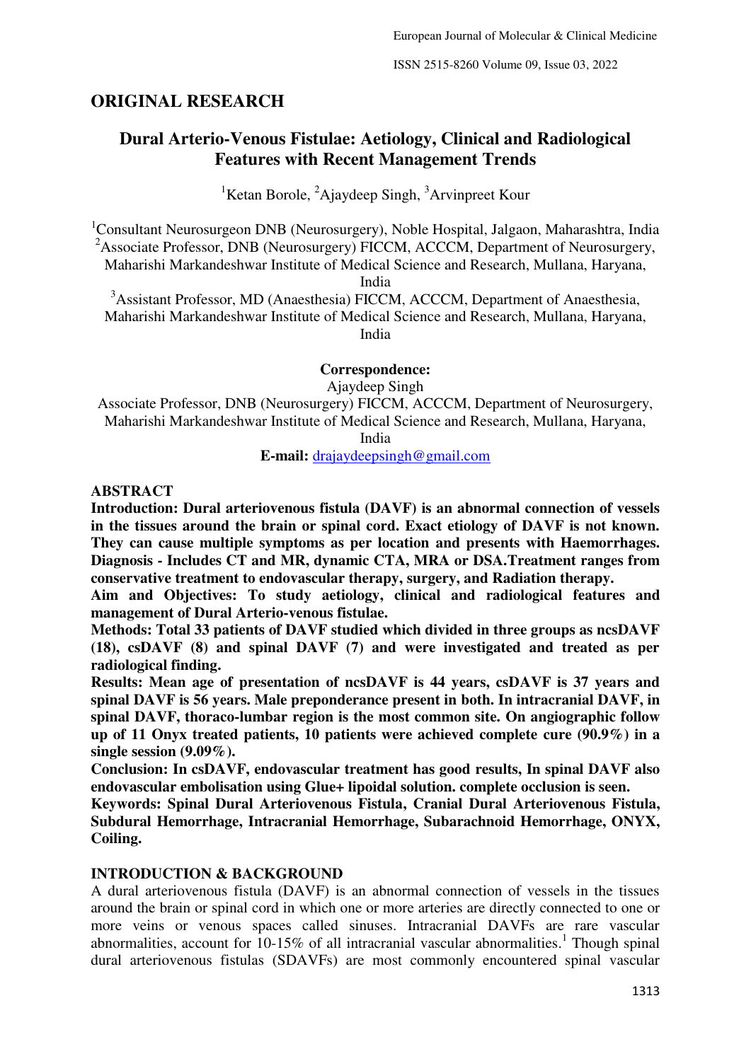## ORIGINAL RESEARCH

# Dural Arterio-Venous Fistulae: Aetiology, Clinical and Radiological Features with Recent Management Trends

[1]Ketan Borole, [2]Ajaydeep Singh, [3]Arvinpreet Kour

[1]Consultant Neurosurgeon DNB (Neurosurgery), Noble Hospital, Jalgaon, Maharashtra, India
[2]Associate Professor, DNB (Neurosurgery) FICCM, ACCCM, Department of Neurosurgery, Maharishi Markandeshwar Institute of Medical Science and Research, Mullana, Haryana, India
[3]Assistant Professor, MD (Anaesthesia) FICCM, ACCCM, Department of Anaesthesia, Maharishi Markandeshwar Institute of Medical Science and Research, Mullana, Haryana, India

**Correspondence:**
Ajaydeep Singh
Associate Professor, DNB (Neurosurgery) FICCM, ACCCM, Department of Neurosurgery, Maharishi Markandeshwar Institute of Medical Science and Research, Mullana, Haryana, India
**E-mail:** drajaydeepsingh@gmail.com

## ABSTRACT

**Introduction: Dural arteriovenous fistula (DAVF) is an abnormal connection of vessels in the tissues around the brain or spinal cord. Exact etiology of DAVF is not known. They can cause multiple symptoms as per location and presents with Haemorrhages. Diagnosis - Includes CT and MR, dynamic CTA, MRA or DSA.Treatment ranges from conservative treatment to endovascular therapy, surgery, and Radiation therapy.**

**Aim and Objectives: To study aetiology, clinical and radiological features and management of Dural Arterio-venous fistulae.**

**Methods: Total 33 patients of DAVF studied which divided in three groups as ncsDAVF (18), csDAVF (8) and spinal DAVF (7) and were investigated and treated as per radiological finding.**

**Results: Mean age of presentation of ncsDAVF is 44 years, csDAVF is 37 years and spinal DAVF is 56 years. Male preponderance present in both. In intracranial DAVF, in spinal DAVF, thoraco-lumbar region is the most common site. On angiographic follow up of 11 Onyx treated patients, 10 patients were achieved complete cure (90.9%) in a single session (9.09%).**

**Conclusion: In csDAVF, endovascular treatment has good results, In spinal DAVF also endovascular embolisation using Glue+ lipoidal solution. complete occlusion is seen.**

**Keywords: Spinal Dural Arteriovenous Fistula, Cranial Dural Arteriovenous Fistula, Subdural Hemorrhage, Intracranial Hemorrhage, Subarachnoid Hemorrhage, ONYX, Coiling.**

## INTRODUCTION & BACKGROUND

A dural arteriovenous fistula (DAVF) is an abnormal connection of vessels in the tissues around the brain or spinal cord in which one or more arteries are directly connected to one or more veins or venous spaces called sinuses. Intracranial DAVFs are rare vascular abnormalities, account for 10-15% of all intracranial vascular abnormalities.[1] Though spinal dural arteriovenous fistulas (SDAVFs) are most commonly encountered spinal vascular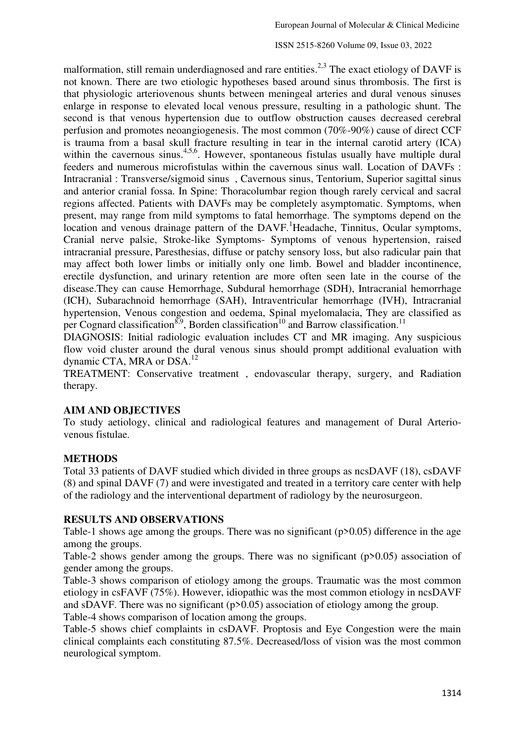malformation, still remain underdiagnosed and rare entities.[2,3] The exact etiology of DAVF is not known. There are two etiologic hypotheses based around sinus thrombosis. The first is that physiologic arteriovenous shunts between meningeal arteries and dural venous sinuses enlarge in response to elevated local venous pressure, resulting in a pathologic shunt. The second is that venous hypertension due to outflow obstruction causes decreased cerebral perfusion and promotes neoangiogenesis. The most common (70%-90%) cause of direct CCF is trauma from a basal skull fracture resulting in tear in the internal carotid artery (ICA) within the cavernous sinus.[4,5,6]. However, spontaneous fistulas usually have multiple dural feeders and numerous microfistulas within the cavernous sinus wall. Location of DAVFs : Intracranial : Transverse/sigmoid sinus , Cavernous sinus, Tentorium, Superior sagittal sinus and anterior cranial fossa. In Spine: Thoracolumbar region though rarely cervical and sacral regions affected. Patients with DAVFs may be completely asymptomatic. Symptoms, when present, may range from mild symptoms to fatal hemorrhage. The symptoms depend on the location and venous drainage pattern of the DAVF.[1]Headache, Tinnitus, Ocular symptoms, Cranial nerve palsie, Stroke-like Symptoms- Symptoms of venous hypertension, raised intracranial pressure, Paresthesias, diffuse or patchy sensory loss, but also radicular pain that may affect both lower limbs or initially only one limb. Bowel and bladder incontinence, erectile dysfunction, and urinary retention are more often seen late in the course of the disease.They can cause Hemorrhage, Subdural hemorrhage (SDH), Intracranial hemorrhage (ICH), Subarachnoid hemorrhage (SAH), Intraventricular hemorrhage (IVH), Intracranial hypertension, Venous congestion and oedema, Spinal myelomalacia, They are classified as per Cognard classification[8,9], Borden classification[10] and Barrow classification.[11]

DIAGNOSIS: Initial radiologic evaluation includes CT and MR imaging. Any suspicious flow void cluster around the dural venous sinus should prompt additional evaluation with dynamic CTA, MRA or DSA.[12]

TREATMENT: Conservative treatment , endovascular therapy, surgery, and Radiation therapy.

## AIM AND OBJECTIVES

To study aetiology, clinical and radiological features and management of Dural Arterio-venous fistulae.

## METHODS

Total 33 patients of DAVF studied which divided in three groups as ncsDAVF (18), csDAVF (8) and spinal DAVF (7) and were investigated and treated in a territory care center with help of the radiology and the interventional department of radiology by the neurosurgeon.

## RESULTS AND OBSERVATIONS

Table-1 shows age among the groups. There was no significant ($p>0.05$) difference in the age among the groups.

Table-2 shows gender among the groups. There was no significant ($p>0.05$) association of gender among the groups.

Table-3 shows comparison of etiology among the groups. Traumatic was the most common etiology in csFAVF (75%). However, idiopathic was the most common etiology in ncsDAVF and sDAVF. There was no significant ($p>0.05$) association of etiology among the group.

Table-4 shows comparison of location among the groups.

Table-5 shows chief complaints in csDAVF. Proptosis and Eye Congestion were the main clinical complaints each constituting 87.5%. Decreased/loss of vision was the most common neurological symptom.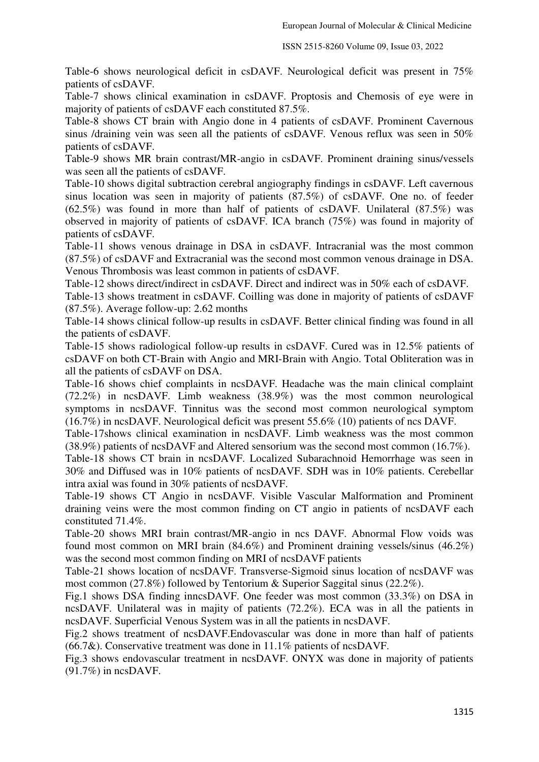Table-6 shows neurological deficit in csDAVF. Neurological deficit was present in 75% patients of csDAVF.

Table-7 shows clinical examination in csDAVF. Proptosis and Chemosis of eye were in majority of patients of csDAVF each constituted 87.5%.

Table-8 shows CT brain with Angio done in 4 patients of csDAVF. Prominent Cavernous sinus /draining vein was seen all the patients of csDAVF. Venous reflux was seen in 50% patients of csDAVF.

Table-9 shows MR brain contrast/MR-angio in csDAVF. Prominent draining sinus/vessels was seen all the patients of csDAVF.

Table-10 shows digital subtraction cerebral angiography findings in csDAVF. Left cavernous sinus location was seen in majority of patients (87.5%) of csDAVF. One no. of feeder (62.5%) was found in more than half of patients of csDAVF. Unilateral (87.5%) was observed in majority of patients of csDAVF. ICA branch (75%) was found in majority of patients of csDAVF.

Table-11 shows venous drainage in DSA in csDAVF. Intracranial was the most common (87.5%) of csDAVF and Extracranial was the second most common venous drainage in DSA. Venous Thrombosis was least common in patients of csDAVF.

Table-12 shows direct/indirect in csDAVF. Direct and indirect was in 50% each of csDAVF.

Table-13 shows treatment in csDAVF. Coilling was done in majority of patients of csDAVF (87.5%). Average follow-up: 2.62 months

Table-14 shows clinical follow-up results in csDAVF. Better clinical finding was found in all the patients of csDAVF.

Table-15 shows radiological follow-up results in csDAVF. Cured was in 12.5% patients of csDAVF on both CT-Brain with Angio and MRI-Brain with Angio. Total Obliteration was in all the patients of csDAVF on DSA.

Table-16 shows chief complaints in ncsDAVF. Headache was the main clinical complaint (72.2%) in ncsDAVF. Limb weakness (38.9%) was the most common neurological symptoms in ncsDAVF. Tinnitus was the second most common neurological symptom (16.7%) in ncsDAVF. Neurological deficit was present 55.6% (10) patients of ncs DAVF.

Table-17shows clinical examination in ncsDAVF. Limb weakness was the most common (38.9%) patients of ncsDAVF and Altered sensorium was the second most common (16.7%).

Table-18 shows CT brain in ncsDAVF. Localized Subarachnoid Hemorrhage was seen in 30% and Diffused was in 10% patients of ncsDAVF. SDH was in 10% patients. Cerebellar intra axial was found in 30% patients of ncsDAVF.

Table-19 shows CT Angio in ncsDAVF. Visible Vascular Malformation and Prominent draining veins were the most common finding on CT angio in patients of ncsDAVF each constituted 71.4%.

Table-20 shows MRI brain contrast/MR-angio in ncs DAVF. Abnormal Flow voids was found most common on MRI brain (84.6%) and Prominent draining vessels/sinus (46.2%) was the second most common finding on MRI of ncsDAVF patients

Table-21 shows location of ncsDAVF. Transverse-Sigmoid sinus location of ncsDAVF was most common (27.8%) followed by Tentorium & Superior Saggital sinus (22.2%).

Fig.1 shows DSA finding inncsDAVF. One feeder was most common (33.3%) on DSA in ncsDAVF. Unilateral was in majity of patients (72.2%). ECA was in all the patients in ncsDAVF. Superficial Venous System was in all the patients in ncsDAVF.

Fig.2 shows treatment of ncsDAVF.Endovascular was done in more than half of patients (66.7&). Conservative treatment was done in 11.1% patients of ncsDAVF.

Fig.3 shows endovascular treatment in ncsDAVF. ONYX was done in majority of patients (91.7%) in ncsDAVF.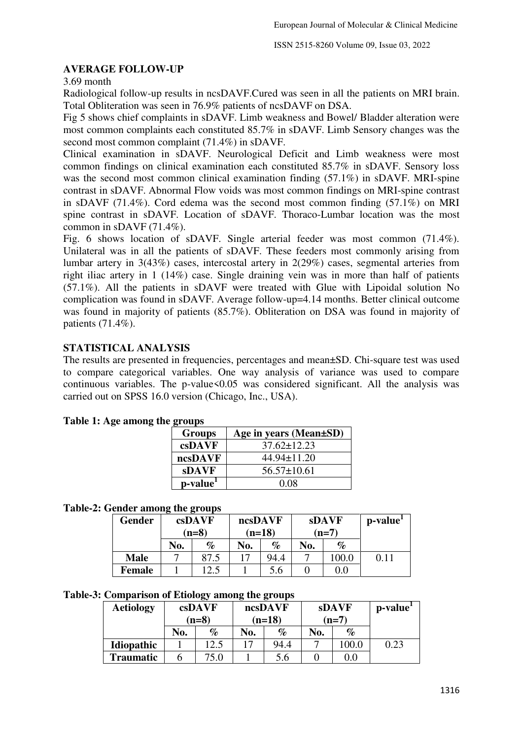## AVERAGE FOLLOW-UP

3.69 month

Radiological follow-up results in ncsDAVF.Cured was seen in all the patients on MRI brain. Total Obliteration was seen in 76.9% patients of ncsDAVF on DSA.

Fig 5 shows chief complaints in sDAVF. Limb weakness and Bowel/ Bladder alteration were most common complaints each constituted 85.7% in sDAVF. Limb Sensory changes was the second most common complaint (71.4%) in sDAVF.

Clinical examination in sDAVF. Neurological Deficit and Limb weakness were most common findings on clinical examination each constituted 85.7% in sDAVF. Sensory loss was the second most common clinical examination finding (57.1%) in sDAVF. MRI-spine contrast in sDAVF. Abnormal Flow voids was most common findings on MRI-spine contrast in sDAVF (71.4%). Cord edema was the second most common finding (57.1%) on MRI spine contrast in sDAVF. Location of sDAVF. Thoraco-Lumbar location was the most common in sDAVF (71.4%).

Fig. 6 shows location of sDAVF. Single arterial feeder was most common (71.4%). Unilateral was in all the patients of sDAVF. These feeders most commonly arising from lumbar artery in 3(43%) cases, intercostal artery in 2(29%) cases, segmental arteries from right iliac artery in 1 (14%) case. Single draining vein was in more than half of patients (57.1%). All the patients in sDAVF were treated with Glue with Lipoidal solution No complication was found in sDAVF. Average follow-up=4.14 months. Better clinical outcome was found in majority of patients (85.7%). Obliteration on DSA was found in majority of patients (71.4%).

## STATISTICAL ANALYSIS

The results are presented in frequencies, percentages and mean±SD. Chi-square test was used to compare categorical variables. One way analysis of variance was used to compare continuous variables. The p-value<0.05 was considered significant. All the analysis was carried out on SPSS 16.0 version (Chicago, Inc., USA).

**Table 1: Age among the groups**

| Groups | Age in years (Mean±SD) |
|---|---|
| csDAVF | 37.62±12.23 |
| ncsDAVF | 44.94±11.20 |
| sDAVF | 56.57±10.61 |
| p-value[1] | 0.08 |

**Table-2: Gender among the groups**

| Gender | csDAVF (n=8) | | ncsDAVF (n=18) | | sDAVF (n=7) | | p-value[1] |
|---|---|---|---|---|---|---|---|
| | No. | % | No. | % | No. | % | |
| Male | 7 | 87.5 | 17 | 94.4 | 7 | 100.0 | 0.11 |
| Female | 1 | 12.5 | 1 | 5.6 | 0 | 0.0 | |

**Table-3: Comparison of Etiology among the groups**

| Aetiology | csDAVF (n=8) | | ncsDAVF (n=18) | | sDAVF (n=7) | | p-value[1] |
|---|---|---|---|---|---|---|---|
| | No. | % | No. | % | No. | % | |
| Idiopathic | 1 | 12.5 | 17 | 94.4 | 7 | 100.0 | 0.23 |
| Traumatic | 6 | 75.0 | 1 | 5.6 | 0 | 0.0 | |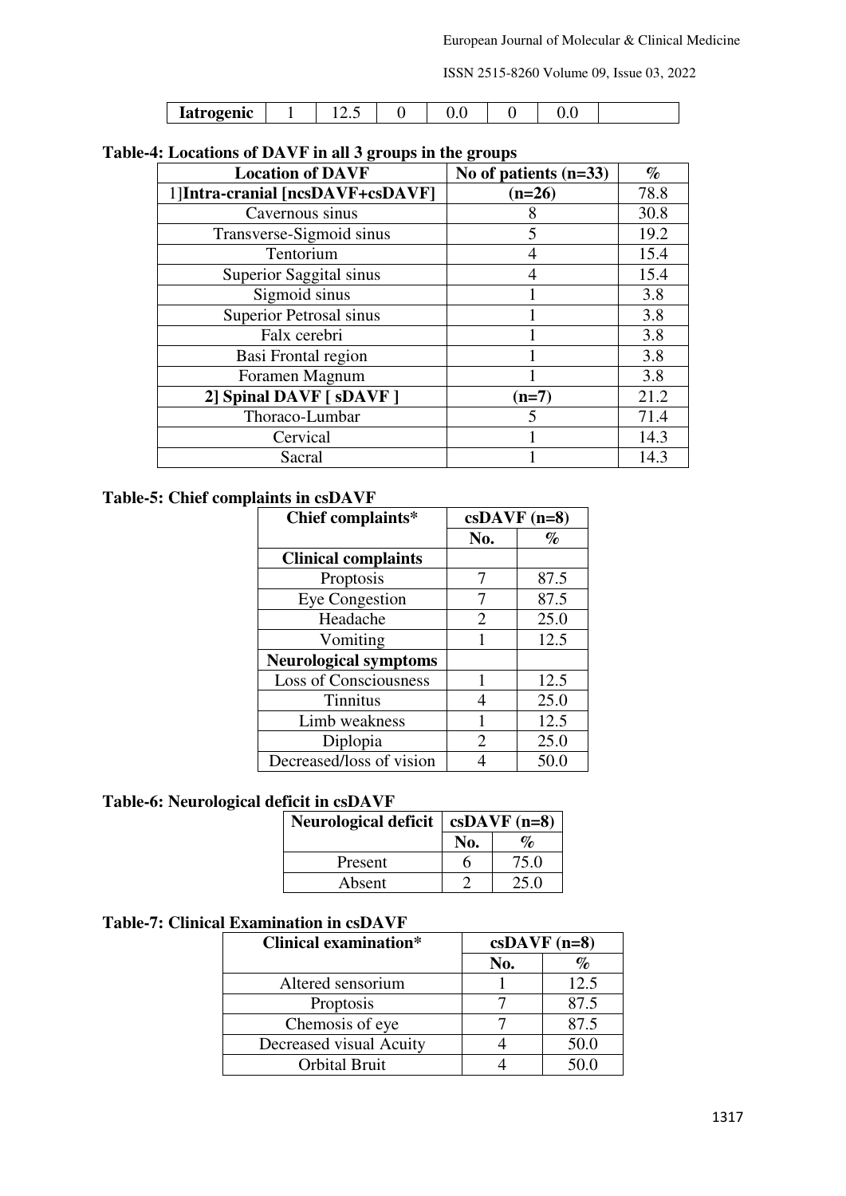| **Iatrogenic** | 1 | 12.5 | 0 | 0.0 | 0 | 0.0 | |
|---|---|---|---|---|---|---|---|

**Table-4: Locations of DAVF in all 3 groups in the groups**

| Location of DAVF | No of patients (n=33) | % |
|---|---|---|
| 1]**Intra-cranial [ncsDAVF+csDAVF]** | **(n=26)** | 78.8 |
| Cavernous sinus | 8 | 30.8 |
| Transverse-Sigmoid sinus | 5 | 19.2 |
| Tentorium | 4 | 15.4 |
| Superior Saggital sinus | 4 | 15.4 |
| Sigmoid sinus | 1 | 3.8 |
| Superior Petrosal sinus | 1 | 3.8 |
| Falx cerebri | 1 | 3.8 |
| Basi Frontal region | 1 | 3.8 |
| Foramen Magnum | 1 | 3.8 |
| **2] Spinal DAVF [ sDAVF ]** | **(n=7)** | 21.2 |
| Thoraco-Lumbar | 5 | 71.4 |
| Cervical | 1 | 14.3 |
| Sacral | 1 | 14.3 |

**Table-5: Chief complaints in csDAVF**

| Chief complaints* | csDAVF (n=8) | |
|---|---|---|
| | No. | % |
| **Clinical complaints** | | |
| Proptosis | 7 | 87.5 |
| Eye Congestion | 7 | 87.5 |
| Headache | 2 | 25.0 |
| Vomiting | 1 | 12.5 |
| **Neurological symptoms** | | |
| Loss of Consciousness | 1 | 12.5 |
| Tinnitus | 4 | 25.0 |
| Limb weakness | 1 | 12.5 |
| Diplopia | 2 | 25.0 |
| Decreased/loss of vision | 4 | 50.0 |

**Table-6: Neurological deficit in csDAVF**

| Neurological deficit | csDAVF (n=8) | |
|---|---|---|
| | No. | % |
| Present | 6 | 75.0 |
| Absent | 2 | 25.0 |

**Table-7: Clinical Examination in csDAVF**

| Clinical examination* | csDAVF (n=8) | |
|---|---|---|
| | No. | % |
| Altered sensorium | 1 | 12.5 |
| Proptosis | 7 | 87.5 |
| Chemosis of eye | 7 | 87.5 |
| Decreased visual Acuity | 4 | 50.0 |
| Orbital Bruit | 4 | 50.0 |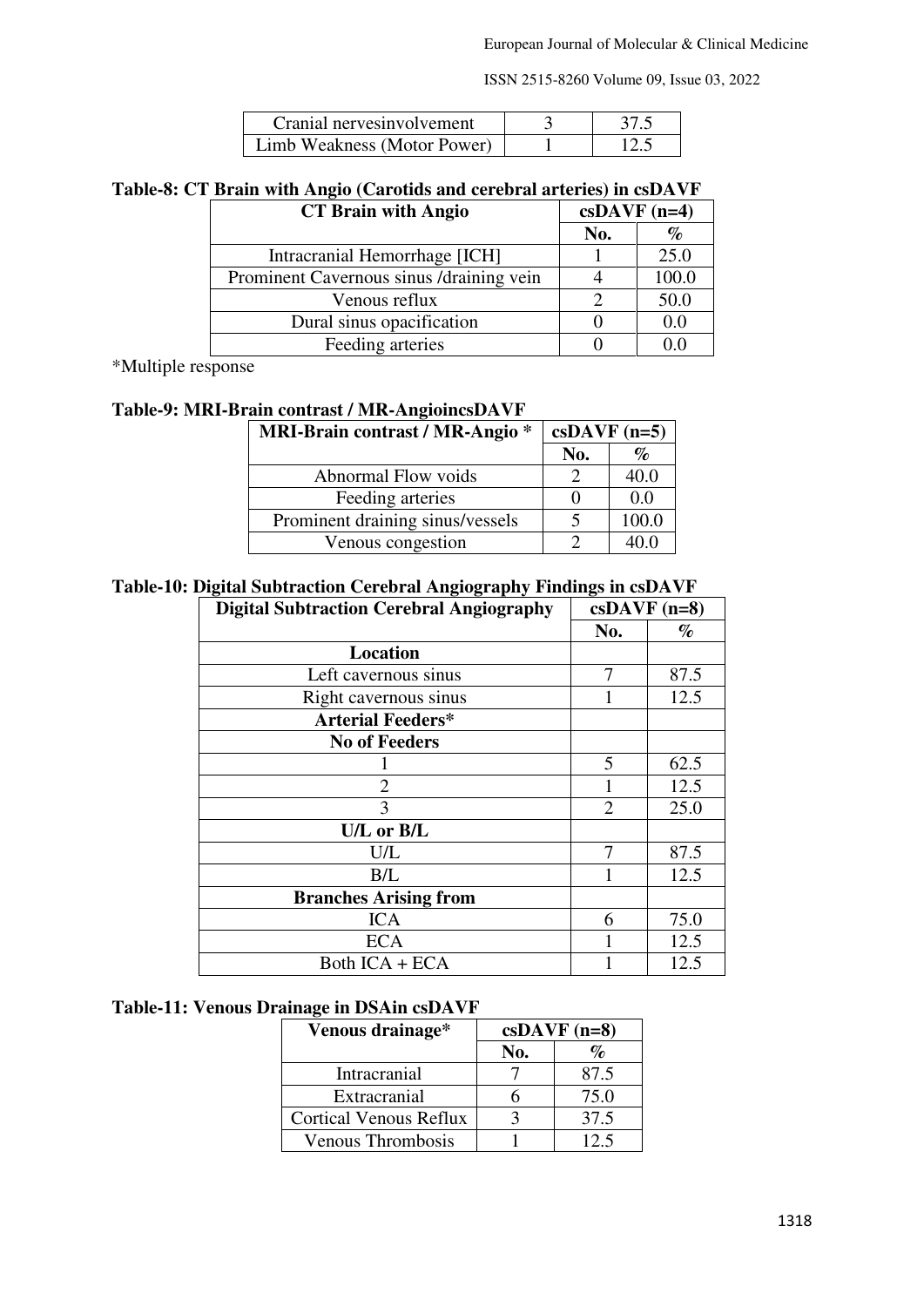| Cranial nervesinvolvement | 3 | 37.5 |
|---|---|---|
| Limb Weakness (Motor Power) | 1 | 12.5 |

**Table-8: CT Brain with Angio (Carotids and cerebral arteries) in csDAVF**

| CT Brain with Angio | csDAVF (n=4) | |
|---|---|---|
| | No. | % |
| Intracranial Hemorrhage [ICH] | 1 | 25.0 |
| Prominent Cavernous sinus /draining vein | 4 | 100.0 |
| Venous reflux | 2 | 50.0 |
| Dural sinus opacification | 0 | 0.0 |
| Feeding arteries | 0 | 0.0 |

*Multiple response

**Table-9: MRI-Brain contrast / MR-AngioincsDAVF**

| MRI-Brain contrast / MR-Angio * | csDAVF (n=5) | |
|---|---|---|
| | No. | % |
| Abnormal Flow voids | 2 | 40.0 |
| Feeding arteries | 0 | 0.0 |
| Prominent draining sinus/vessels | 5 | 100.0 |
| Venous congestion | 2 | 40.0 |

**Table-10: Digital Subtraction Cerebral Angiography Findings in csDAVF**

| Digital Subtraction Cerebral Angiography | csDAVF (n=8) | |
|---|---|---|
| | No. | % |
| **Location** | | |
| Left cavernous sinus | 7 | 87.5 |
| Right cavernous sinus | 1 | 12.5 |
| **Arterial Feeders*** | | |
| **No of Feeders** | | |
| 1 | 5 | 62.5 |
| 2 | 1 | 12.5 |
| 3 | 2 | 25.0 |
| **U/L or B/L** | | |
| U/L | 7 | 87.5 |
| B/L | 1 | 12.5 |
| **Branches Arising from** | | |
| ICA | 6 | 75.0 |
| ECA | 1 | 12.5 |
| Both ICA + ECA | 1 | 12.5 |

**Table-11: Venous Drainage in DSAin csDAVF**

| Venous drainage* | csDAVF (n=8) | |
|---|---|---|
| | No. | % |
| Intracranial | 7 | 87.5 |
| Extracranial | 6 | 75.0 |
| Cortical Venous Reflux | 3 | 37.5 |
| Venous Thrombosis | 1 | 12.5 |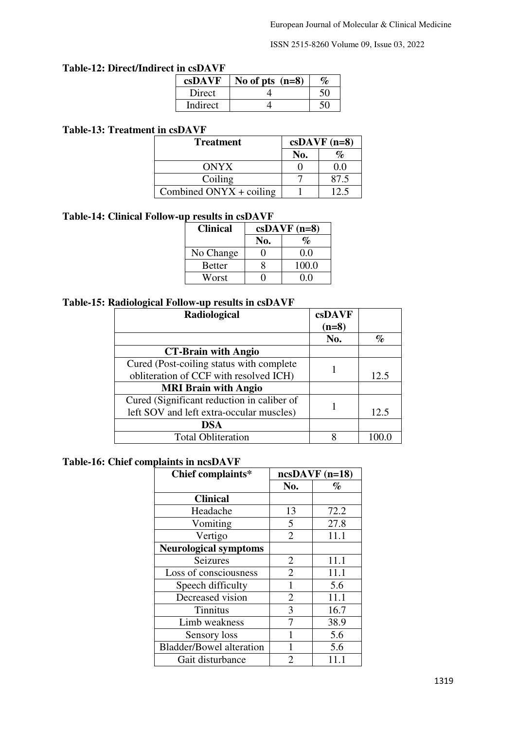**Table-12: Direct/Indirect in csDAVF**

| csDAVF | No of pts (n=8) | % |
|---|---|---|
| Direct | 4 | 50 |
| Indirect | 4 | 50 |

**Table-13: Treatment in csDAVF**

| Treatment | csDAVF (n=8) | |
|---|---|---|
| | No. | % |
| ONYX | 0 | 0.0 |
| Coiling | 7 | 87.5 |
| Combined ONYX + coiling | 1 | 12.5 |

**Table-14: Clinical Follow-up results in csDAVF**

| Clinical | csDAVF (n=8) | |
|---|---|---|
| | No. | % |
| No Change | 0 | 0.0 |
| Better | 8 | 100.0 |
| Worst | 0 | 0.0 |

**Table-15: Radiological Follow-up results in csDAVF**

| Radiological | csDAVF (n=8) | |
|---|---|---|
| | No. | % |
| **CT-Brain with Angio** | | |
| Cured (Post-coiling status with complete obliteration of CCF with resolved ICH) | 1 | 12.5 |
| **MRI Brain with Angio** | | |
| Cured (Significant reduction in caliber of left SOV and left extra-occular muscles) | 1 | 12.5 |
| **DSA** | | |
| Total Obliteration | 8 | 100.0 |

**Table-16: Chief complaints in ncsDAVF**

| Chief complaints* | ncsDAVF (n=18) | |
|---|---|---|
| | No. | % |
| **Clinical** | | |
| Headache | 13 | 72.2 |
| Vomiting | 5 | 27.8 |
| Vertigo | 2 | 11.1 |
| **Neurological symptoms** | | |
| Seizures | 2 | 11.1 |
| Loss of consciousness | 2 | 11.1 |
| Speech difficulty | 1 | 5.6 |
| Decreased vision | 2 | 11.1 |
| Tinnitus | 3 | 16.7 |
| Limb weakness | 7 | 38.9 |
| Sensory loss | 1 | 5.6 |
| Bladder/Bowel alteration | 1 | 5.6 |
| Gait disturbance | 2 | 11.1 |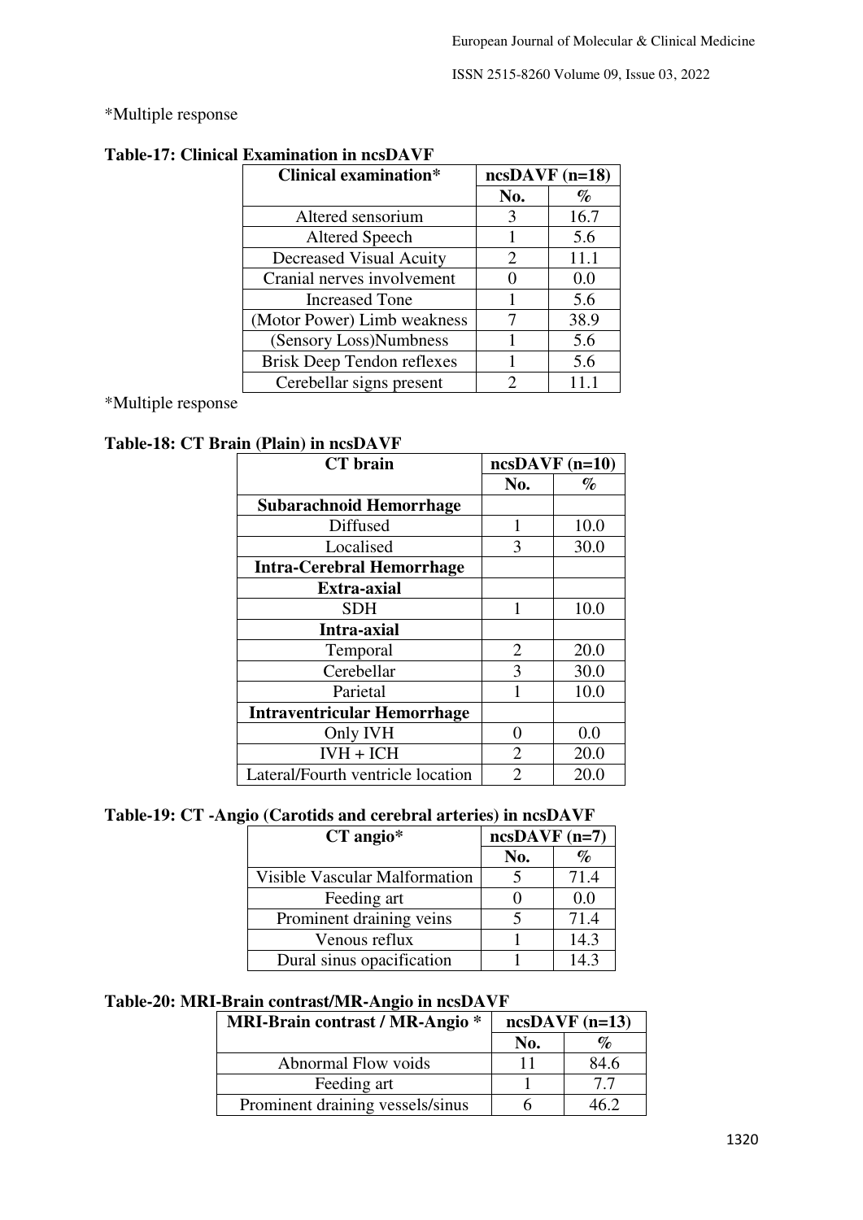*Multiple response

**Table-17: Clinical Examination in ncsDAVF**

| Clinical examination* | ncsDAVF (n=18) | |
|---|---|---|
| | No. | % |
| Altered sensorium | 3 | 16.7 |
| Altered Speech | 1 | 5.6 |
| Decreased Visual Acuity | 2 | 11.1 |
| Cranial nerves involvement | 0 | 0.0 |
| Increased Tone | 1 | 5.6 |
| (Motor Power) Limb weakness | 7 | 38.9 |
| (Sensory Loss)Numbness | 1 | 5.6 |
| Brisk Deep Tendon reflexes | 1 | 5.6 |
| Cerebellar signs present | 2 | 11.1 |

*Multiple response

**Table-18: CT Brain (Plain) in ncsDAVF**

| CT brain | ncsDAVF (n=10) | |
|---|---|---|
| | No. | % |
| **Subarachnoid Hemorrhage** | | |
| Diffused | 1 | 10.0 |
| Localised | 3 | 30.0 |
| **Intra-Cerebral Hemorrhage** | | |
| **Extra-axial** | | |
| SDH | 1 | 10.0 |
| **Intra-axial** | | |
| Temporal | 2 | 20.0 |
| Cerebellar | 3 | 30.0 |
| Parietal | 1 | 10.0 |
| **Intraventricular Hemorrhage** | | |
| Only IVH | 0 | 0.0 |
| IVH + ICH | 2 | 20.0 |
| Lateral/Fourth ventricle location | 2 | 20.0 |

**Table-19: CT -Angio (Carotids and cerebral arteries) in ncsDAVF**

| CT angio* | ncsDAVF (n=7) | |
|---|---|---|
| | No. | % |
| Visible Vascular Malformation | 5 | 71.4 |
| Feeding art | 0 | 0.0 |
| Prominent draining veins | 5 | 71.4 |
| Venous reflux | 1 | 14.3 |
| Dural sinus opacification | 1 | 14.3 |

**Table-20: MRI-Brain contrast/MR-Angio in ncsDAVF**

| MRI-Brain contrast / MR-Angio * | ncsDAVF (n=13) | |
|---|---|---|
| | No. | % |
| Abnormal Flow voids | 11 | 84.6 |
| Feeding art | 1 | 7.7 |
| Prominent draining vessels/sinus | 6 | 46.2 |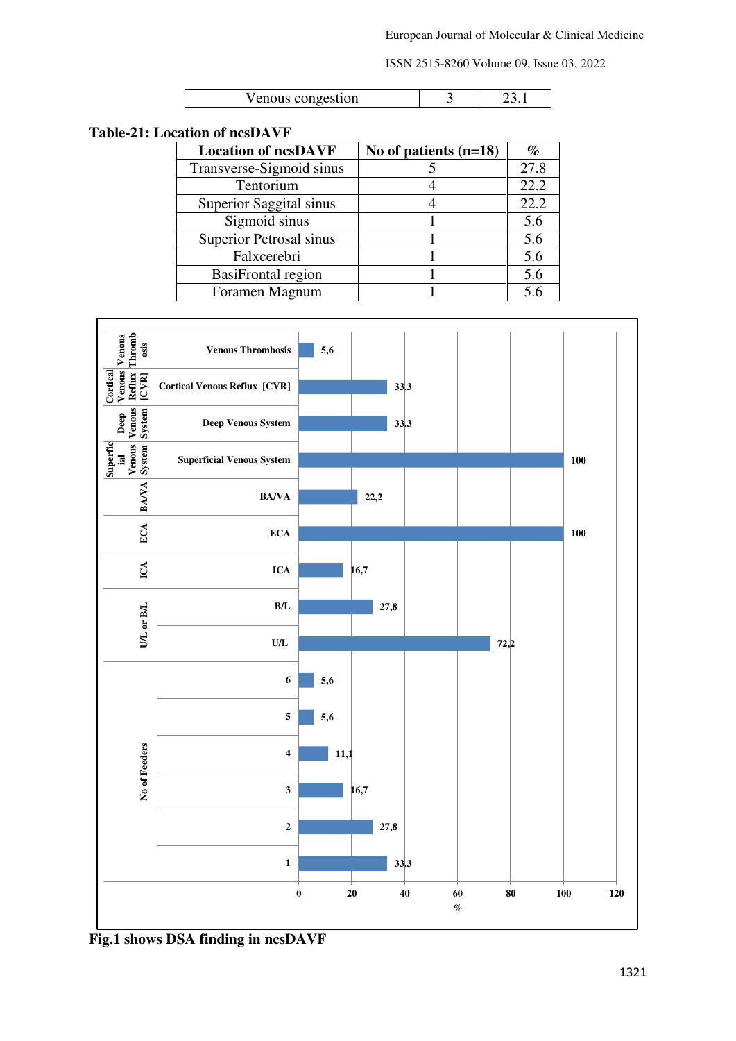| Venous congestion | 3 | 23.1 |
|---|---|---|

**Table-21: Location of ncsDAVF**

| Location of ncsDAVF | No of patients (n=18) | % |
|---|---|---|
| Transverse-Sigmoid sinus | 5 | 27.8 |
| Tentorium | 4 | 22.2 |
| Superior Saggital sinus | 4 | 22.2 |
| Sigmoid sinus | 1 | 5.6 |
| Superior Petrosal sinus | 1 | 5.6 |
| Falxcerebri | 1 | 5.6 |
| BasiFrontal region | 1 | 5.6 |
| Foramen Magnum | 1 | 5.6 |

**Fig.1 shows DSA finding in ncsDAVF**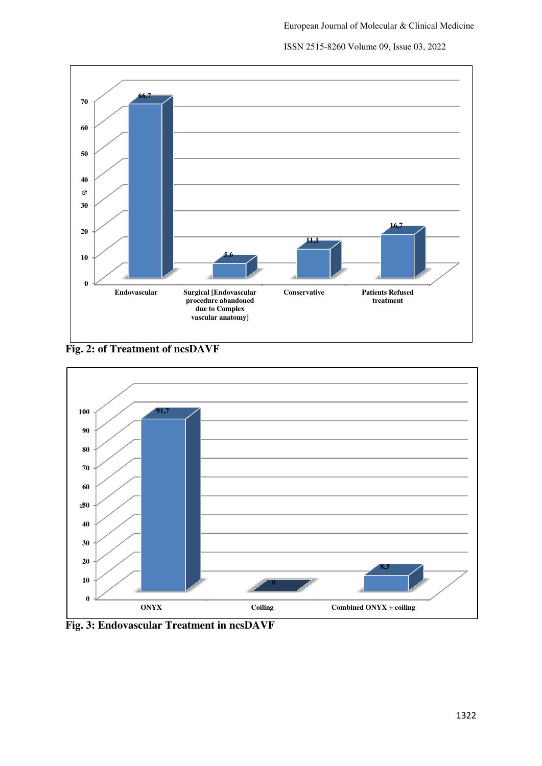Fig. 2: of Treatment of ncsDAVF

Fig. 3: Endovascular Treatment in ncsDAVF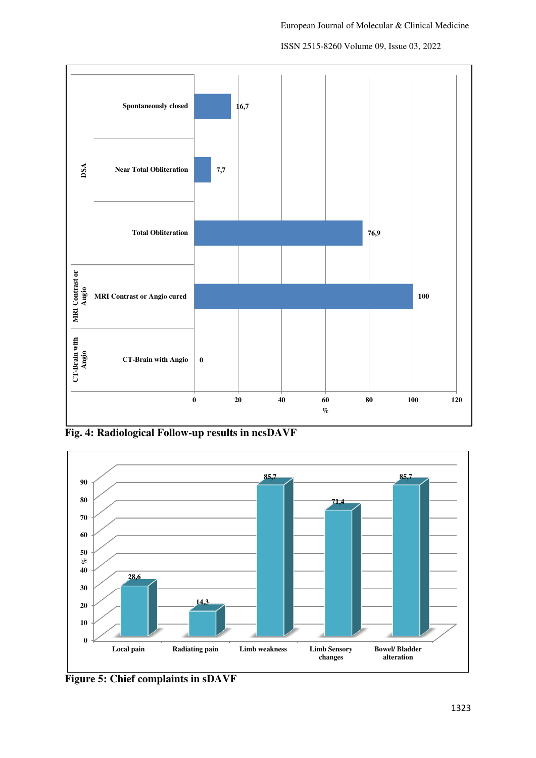Fig. 4: Radiological Follow-up results in ncsDAVF

Figure 5: Chief complaints in sDAVF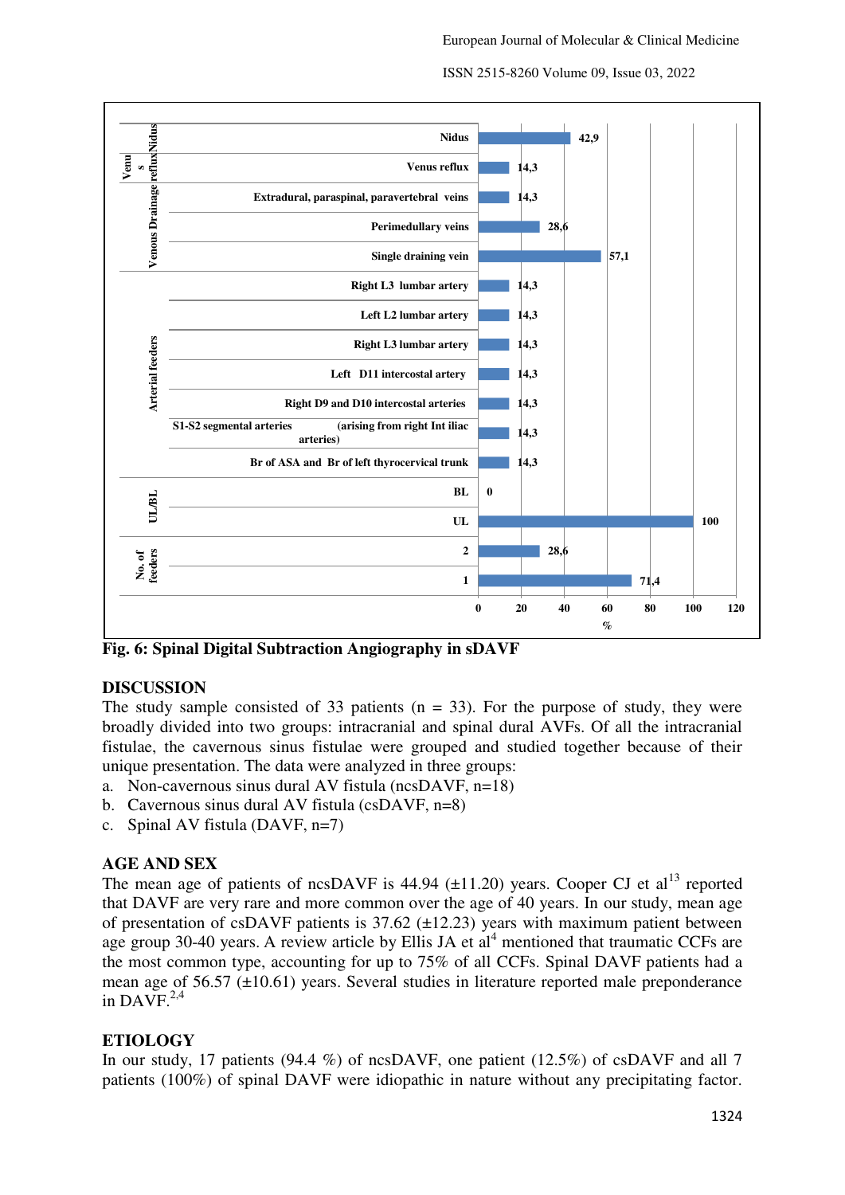| Category | Item | % |
|---|---|---|
| Nidus | Nidus | 42,9 |
| Venus reflux | Venus reflux | 14,3 |
| Venous Drainage | Extradural, paraspinal, paravertebral veins | 14,3 |
| | Perimedullary veins | 28,6 |
| | Single draining vein | 57,1 |
| Arterial feeders | Right L3 lumbar artery | 14,3 |
| | Left L2 lumbar artery | 14,3 |
| | Right L3 lumbar artery | 14,3 |
| | Left D11 intercostal artery | 14,3 |
| | Right D9 and D10 intercostal arteries | 14,3 |
| | S1-S2 segmental arteries (arising from right Int iliac arteries) | 14,3 |
| | Br of ASA and Br of left thyrocervical trunk | 14,3 |
| UL/BL | BL | 0 |
| | UL | 100 |
| No. of feeders | 2 | 28,6 |
| | 1 | 71,4 |

**Fig. 6: Spinal Digital Subtraction Angiography in sDAVF**

## DISCUSSION

The study sample consisted of 33 patients (n = 33). For the purpose of study, they were broadly divided into two groups: intracranial and spinal dural AVFs. Of all the intracranial fistulae, the cavernous sinus fistulae were grouped and studied together because of their unique presentation. The data were analyzed in three groups:

a. Non-cavernous sinus dural AV fistula (ncsDAVF, n=18)
b. Cavernous sinus dural AV fistula (csDAVF, n=8)
c. Spinal AV fistula (DAVF, n=7)

## AGE AND SEX

The mean age of patients of ncsDAVF is 44.94 (±11.20) years. Cooper CJ et al[13] reported that DAVF are very rare and more common over the age of 40 years. In our study, mean age of presentation of csDAVF patients is 37.62 (±12.23) years with maximum patient between age group 30-40 years. A review article by Ellis JA et al[4] mentioned that traumatic CCFs are the most common type, accounting for up to 75% of all CCFs. Spinal DAVF patients had a mean age of 56.57 (±10.61) years. Several studies in literature reported male preponderance in DAVF.[2,4]

## ETIOLOGY

In our study, 17 patients (94.4 %) of ncsDAVF, one patient (12.5%) of csDAVF and all 7 patients (100%) of spinal DAVF were idiopathic in nature without any precipitating factor.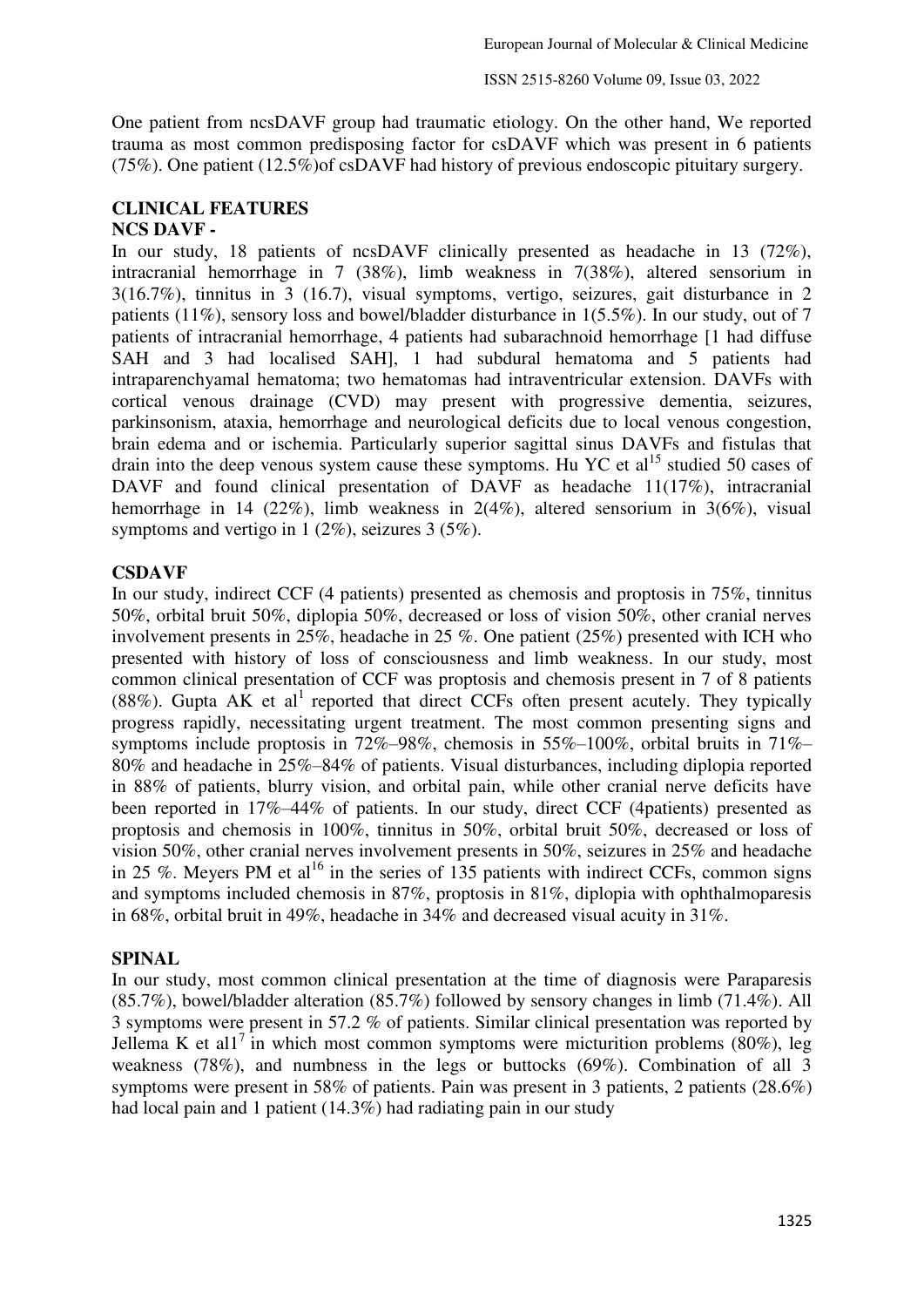One patient from ncsDAVF group had traumatic etiology. On the other hand, We reported trauma as most common predisposing factor for csDAVF which was present in 6 patients (75%). One patient (12.5%)of csDAVF had history of previous endoscopic pituitary surgery.

## CLINICAL FEATURES

### NCS DAVF -

In our study, 18 patients of ncsDAVF clinically presented as headache in 13 (72%), intracranial hemorrhage in 7 (38%), limb weakness in 7(38%), altered sensorium in 3(16.7%), tinnitus in 3 (16.7), visual symptoms, vertigo, seizures, gait disturbance in 2 patients (11%), sensory loss and bowel/bladder disturbance in 1(5.5%). In our study, out of 7 patients of intracranial hemorrhage, 4 patients had subarachnoid hemorrhage [1 had diffuse SAH and 3 had localised SAH], 1 had subdural hematoma and 5 patients had intraparenchyamal hematoma; two hematomas had intraventricular extension. DAVFs with cortical venous drainage (CVD) may present with progressive dementia, seizures, parkinsonism, ataxia, hemorrhage and neurological deficits due to local venous congestion, brain edema and or ischemia. Particularly superior sagittal sinus DAVFs and fistulas that drain into the deep venous system cause these symptoms. Hu YC et al[15] studied 50 cases of DAVF and found clinical presentation of DAVF as headache 11(17%), intracranial hemorrhage in 14 (22%), limb weakness in 2(4%), altered sensorium in 3(6%), visual symptoms and vertigo in 1 (2%), seizures 3 (5%).

### CSDAVF

In our study, indirect CCF (4 patients) presented as chemosis and proptosis in 75%, tinnitus 50%, orbital bruit 50%, diplopia 50%, decreased or loss of vision 50%, other cranial nerves involvement presents in 25%, headache in 25 %. One patient (25%) presented with ICH who presented with history of loss of consciousness and limb weakness. In our study, most common clinical presentation of CCF was proptosis and chemosis present in 7 of 8 patients (88%). Gupta AK et al[1] reported that direct CCFs often present acutely. They typically progress rapidly, necessitating urgent treatment. The most common presenting signs and symptoms include proptosis in 72%–98%, chemosis in 55%–100%, orbital bruits in 71%–80% and headache in 25%–84% of patients. Visual disturbances, including diplopia reported in 88% of patients, blurry vision, and orbital pain, while other cranial nerve deficits have been reported in 17%–44% of patients. In our study, direct CCF (4patients) presented as proptosis and chemosis in 100%, tinnitus in 50%, orbital bruit 50%, decreased or loss of vision 50%, other cranial nerves involvement presents in 50%, seizures in 25% and headache in 25 %. Meyers PM et al[16] in the series of 135 patients with indirect CCFs, common signs and symptoms included chemosis in 87%, proptosis in 81%, diplopia with ophthalmoparesis in 68%, orbital bruit in 49%, headache in 34% and decreased visual acuity in 31%.

### SPINAL

In our study, most common clinical presentation at the time of diagnosis were Paraparesis (85.7%), bowel/bladder alteration (85.7%) followed by sensory changes in limb (71.4%). All 3 symptoms were present in 57.2 % of patients. Similar clinical presentation was reported by Jellema K et al1[7] in which most common symptoms were micturition problems (80%), leg weakness (78%), and numbness in the legs or buttocks (69%). Combination of all 3 symptoms were present in 58% of patients. Pain was present in 3 patients, 2 patients (28.6%) had local pain and 1 patient (14.3%) had radiating pain in our study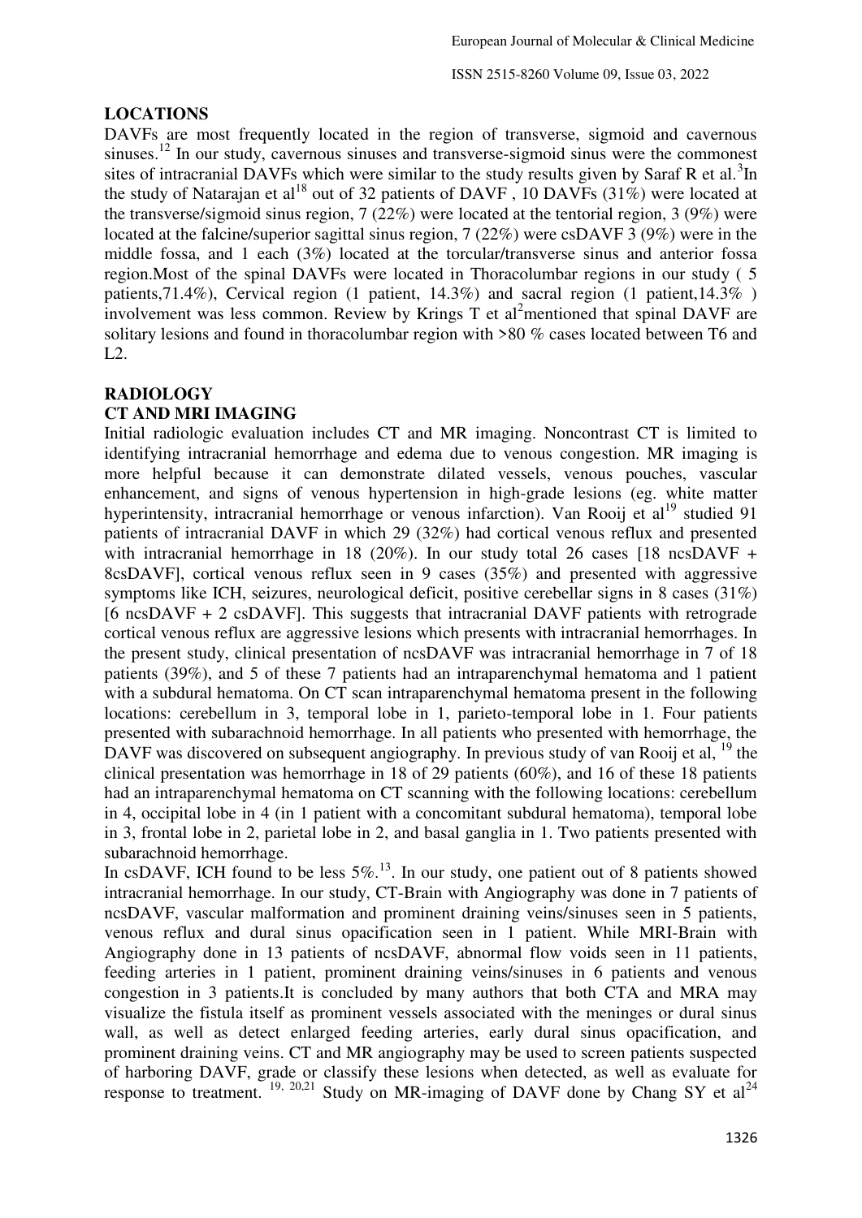## LOCATIONS

DAVFs are most frequently located in the region of transverse, sigmoid and cavernous sinuses.[12] In our study, cavernous sinuses and transverse-sigmoid sinus were the commonest sites of intracranial DAVFs which were similar to the study results given by Saraf R et al.[3]In the study of Natarajan et al[18] out of 32 patients of DAVF , 10 DAVFs (31%) were located at the transverse/sigmoid sinus region, 7 (22%) were located at the tentorial region, 3 (9%) were located at the falcine/superior sagittal sinus region, 7 (22%) were csDAVF 3 (9%) were in the middle fossa, and 1 each (3%) located at the torcular/transverse sinus and anterior fossa region.Most of the spinal DAVFs were located in Thoracolumbar regions in our study ( 5 patients,71.4%), Cervical region (1 patient, 14.3%) and sacral region (1 patient,14.3% ) involvement was less common. Review by Krings T et al[2]mentioned that spinal DAVF are solitary lesions and found in thoracolumbar region with >80 % cases located between T6 and L2.

## RADIOLOGY

### CT AND MRI IMAGING

Initial radiologic evaluation includes CT and MR imaging. Noncontrast CT is limited to identifying intracranial hemorrhage and edema due to venous congestion. MR imaging is more helpful because it can demonstrate dilated vessels, venous pouches, vascular enhancement, and signs of venous hypertension in high-grade lesions (eg. white matter hyperintensity, intracranial hemorrhage or venous infarction). Van Rooij et al[19] studied 91 patients of intracranial DAVF in which 29 (32%) had cortical venous reflux and presented with intracranial hemorrhage in 18 (20%). In our study total 26 cases [18 ncsDAVF + 8csDAVF], cortical venous reflux seen in 9 cases (35%) and presented with aggressive symptoms like ICH, seizures, neurological deficit, positive cerebellar signs in 8 cases (31%) [6 ncsDAVF + 2 csDAVF]. This suggests that intracranial DAVF patients with retrograde cortical venous reflux are aggressive lesions which presents with intracranial hemorrhages. In the present study, clinical presentation of ncsDAVF was intracranial hemorrhage in 7 of 18 patients (39%), and 5 of these 7 patients had an intraparenchymal hematoma and 1 patient with a subdural hematoma. On CT scan intraparenchymal hematoma present in the following locations: cerebellum in 3, temporal lobe in 1, parieto-temporal lobe in 1. Four patients presented with subarachnoid hemorrhage. In all patients who presented with hemorrhage, the DAVF was discovered on subsequent angiography. In previous study of van Rooij et al, [19] the clinical presentation was hemorrhage in 18 of 29 patients (60%), and 16 of these 18 patients had an intraparenchymal hematoma on CT scanning with the following locations: cerebellum in 4, occipital lobe in 4 (in 1 patient with a concomitant subdural hematoma), temporal lobe in 3, frontal lobe in 2, parietal lobe in 2, and basal ganglia in 1. Two patients presented with subarachnoid hemorrhage.

In csDAVF, ICH found to be less 5%.[13]. In our study, one patient out of 8 patients showed intracranial hemorrhage. In our study, CT-Brain with Angiography was done in 7 patients of ncsDAVF, vascular malformation and prominent draining veins/sinuses seen in 5 patients, venous reflux and dural sinus opacification seen in 1 patient. While MRI-Brain with Angiography done in 13 patients of ncsDAVF, abnormal flow voids seen in 11 patients, feeding arteries in 1 patient, prominent draining veins/sinuses in 6 patients and venous congestion in 3 patients.It is concluded by many authors that both CTA and MRA may visualize the fistula itself as prominent vessels associated with the meninges or dural sinus wall, as well as detect enlarged feeding arteries, early dural sinus opacification, and prominent draining veins. CT and MR angiography may be used to screen patients suspected of harboring DAVF, grade or classify these lesions when detected, as well as evaluate for response to treatment. [19, 20,21] Study on MR-imaging of DAVF done by Chang SY et al[24]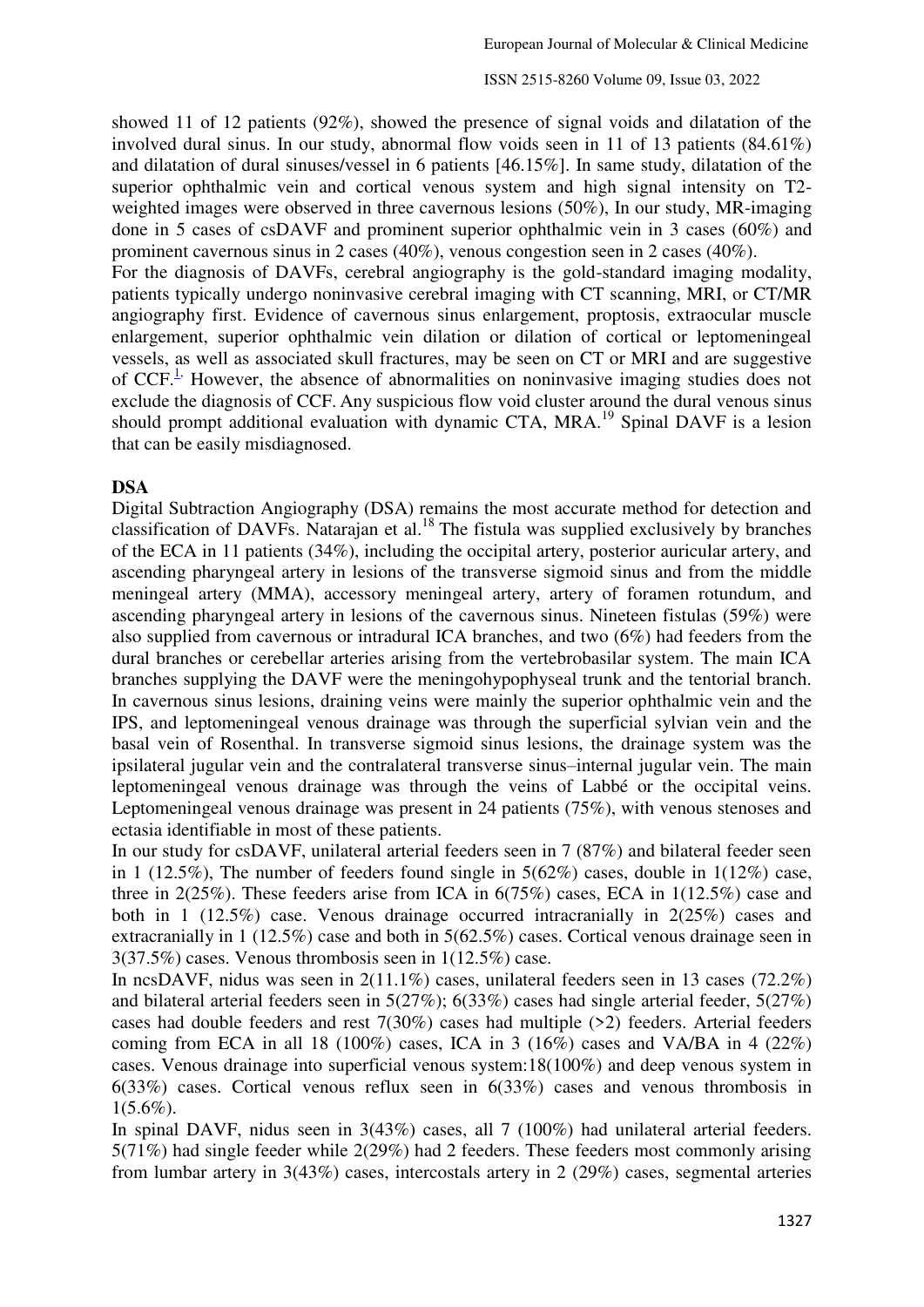showed 11 of 12 patients (92%), showed the presence of signal voids and dilatation of the involved dural sinus. In our study, abnormal flow voids seen in 11 of 13 patients (84.61%) and dilatation of dural sinuses/vessel in 6 patients [46.15%]. In same study, dilatation of the superior ophthalmic vein and cortical venous system and high signal intensity on T2-weighted images were observed in three cavernous lesions (50%), In our study, MR-imaging done in 5 cases of csDAVF and prominent superior ophthalmic vein in 3 cases (60%) and prominent cavernous sinus in 2 cases (40%), venous congestion seen in 2 cases (40%).

For the diagnosis of DAVFs, cerebral angiography is the gold-standard imaging modality, patients typically undergo noninvasive cerebral imaging with CT scanning, MRI, or CT/MR angiography first. Evidence of cavernous sinus enlargement, proptosis, extraocular muscle enlargement, superior ophthalmic vein dilation or dilation of cortical or leptomeningeal vessels, as well as associated skull fractures, may be seen on CT or MRI and are suggestive of CCF.[1] However, the absence of abnormalities on noninvasive imaging studies does not exclude the diagnosis of CCF. Any suspicious flow void cluster around the dural venous sinus should prompt additional evaluation with dynamic CTA, MRA.[19] Spinal DAVF is a lesion that can be easily misdiagnosed.

**DSA**

Digital Subtraction Angiography (DSA) remains the most accurate method for detection and classification of DAVFs. Natarajan et al.[18] The fistula was supplied exclusively by branches of the ECA in 11 patients (34%), including the occipital artery, posterior auricular artery, and ascending pharyngeal artery in lesions of the transverse sigmoid sinus and from the middle meningeal artery (MMA), accessory meningeal artery, artery of foramen rotundum, and ascending pharyngeal artery in lesions of the cavernous sinus. Nineteen fistulas (59%) were also supplied from cavernous or intradural ICA branches, and two (6%) had feeders from the dural branches or cerebellar arteries arising from the vertebrobasilar system. The main ICA branches supplying the DAVF were the meningohypophyseal trunk and the tentorial branch. In cavernous sinus lesions, draining veins were mainly the superior ophthalmic vein and the IPS, and leptomeningeal venous drainage was through the superficial sylvian vein and the basal vein of Rosenthal. In transverse sigmoid sinus lesions, the drainage system was the ipsilateral jugular vein and the contralateral transverse sinus–internal jugular vein. The main leptomeningeal venous drainage was through the veins of Labbé or the occipital veins. Leptomeningeal venous drainage was present in 24 patients (75%), with venous stenoses and ectasia identifiable in most of these patients.

In our study for csDAVF, unilateral arterial feeders seen in 7 (87%) and bilateral feeder seen in 1 (12.5%), The number of feeders found single in 5(62%) cases, double in 1(12%) case, three in 2(25%). These feeders arise from ICA in 6(75%) cases, ECA in 1(12.5%) case and both in 1 (12.5%) case. Venous drainage occurred intracranially in 2(25%) cases and extracranially in 1 (12.5%) case and both in 5(62.5%) cases. Cortical venous drainage seen in 3(37.5%) cases. Venous thrombosis seen in 1(12.5%) case.

In ncsDAVF, nidus was seen in 2(11.1%) cases, unilateral feeders seen in 13 cases (72.2%) and bilateral arterial feeders seen in 5(27%); 6(33%) cases had single arterial feeder, 5(27%) cases had double feeders and rest 7(30%) cases had multiple (>2) feeders. Arterial feeders coming from ECA in all 18 (100%) cases, ICA in 3 (16%) cases and VA/BA in 4 (22%) cases. Venous drainage into superficial venous system:18(100%) and deep venous system in 6(33%) cases. Cortical venous reflux seen in 6(33%) cases and venous thrombosis in 1(5.6%).

In spinal DAVF, nidus seen in 3(43%) cases, all 7 (100%) had unilateral arterial feeders. 5(71%) had single feeder while 2(29%) had 2 feeders. These feeders most commonly arising from lumbar artery in 3(43%) cases, intercostals artery in 2 (29%) cases, segmental arteries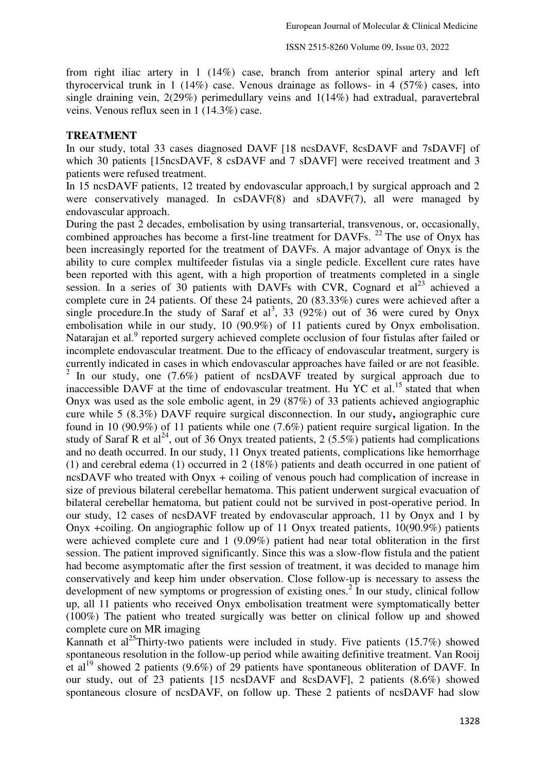from right iliac artery in 1 (14%) case, branch from anterior spinal artery and left thyrocervical trunk in 1 (14%) case. Venous drainage as follows- in 4 (57%) cases, into single draining vein, 2(29%) perimedullary veins and 1(14%) had extradual, paravertebral veins. Venous reflux seen in 1 (14.3%) case.

## TREATMENT

In our study, total 33 cases diagnosed DAVF [18 ncsDAVF, 8csDAVF and 7sDAVF] of which 30 patients [15ncsDAVF, 8 csDAVF and 7 sDAVF] were received treatment and 3 patients were refused treatment.

In 15 ncsDAVF patients, 12 treated by endovascular approach,1 by surgical approach and 2 were conservatively managed. In csDAVF(8) and sDAVF(7), all were managed by endovascular approach.

During the past 2 decades, embolisation by using transarterial, transvenous, or, occasionally, combined approaches has become a first-line treatment for DAVFs. [22] The use of Onyx has been increasingly reported for the treatment of DAVFs. A major advantage of Onyx is the ability to cure complex multifeeder fistulas via a single pedicle. Excellent cure rates have been reported with this agent, with a high proportion of treatments completed in a single session. In a series of 30 patients with DAVFs with CVR, Cognard et al[23] achieved a complete cure in 24 patients. Of these 24 patients, 20 (83.33%) cures were achieved after a single procedure.In the study of Saraf et al[3], 33 (92%) out of 36 were cured by Onyx embolisation while in our study, 10 (90.9%) of 11 patients cured by Onyx embolisation. Natarajan et al.[9] reported surgery achieved complete occlusion of four fistulas after failed or incomplete endovascular treatment. Due to the efficacy of endovascular treatment, surgery is currently indicated in cases in which endovascular approaches have failed or are not feasible. [2] In our study, one (7.6%) patient of ncsDAVF treated by surgical approach due to inaccessible DAVF at the time of endovascular treatment. Hu YC et al.[15] stated that when Onyx was used as the sole embolic agent, in 29 (87%) of 33 patients achieved angiographic cure while 5 (8.3%) DAVF require surgical disconnection. In our study**,** angiographic cure found in 10 (90.9%) of 11 patients while one (7.6%) patient require surgical ligation. In the study of Saraf R et al[24], out of 36 Onyx treated patients, 2 (5.5%) patients had complications and no death occurred. In our study, 11 Onyx treated patients, complications like hemorrhage (1) and cerebral edema (1) occurred in 2 (18%) patients and death occurred in one patient of ncsDAVF who treated with Onyx + coiling of venous pouch had complication of increase in size of previous bilateral cerebellar hematoma. This patient underwent surgical evacuation of bilateral cerebellar hematoma, but patient could not be survived in post-operative period. In our study, 12 cases of ncsDAVF treated by endovascular approach, 11 by Onyx and 1 by Onyx +coiling. On angiographic follow up of 11 Onyx treated patients, 10(90.9%) patients were achieved complete cure and 1 (9.09%) patient had near total obliteration in the first session. The patient improved significantly. Since this was a slow-flow fistula and the patient had become asymptomatic after the first session of treatment, it was decided to manage him conservatively and keep him under observation. Close follow-up is necessary to assess the development of new symptoms or progression of existing ones.[2] In our study, clinical follow up, all 11 patients who received Onyx embolisation treatment were symptomatically better (100%) The patient who treated surgically was better on clinical follow up and showed complete cure on MR imaging

Kannath et al[25]Thirty-two patients were included in study. Five patients (15.7%) showed spontaneous resolution in the follow-up period while awaiting definitive treatment. Van Rooij et al[19] showed 2 patients (9.6%) of 29 patients have spontaneous obliteration of DAVF. In our study, out of 23 patients [15 ncsDAVF and 8csDAVF], 2 patients (8.6%) showed spontaneous closure of ncsDAVF, on follow up. These 2 patients of ncsDAVF had slow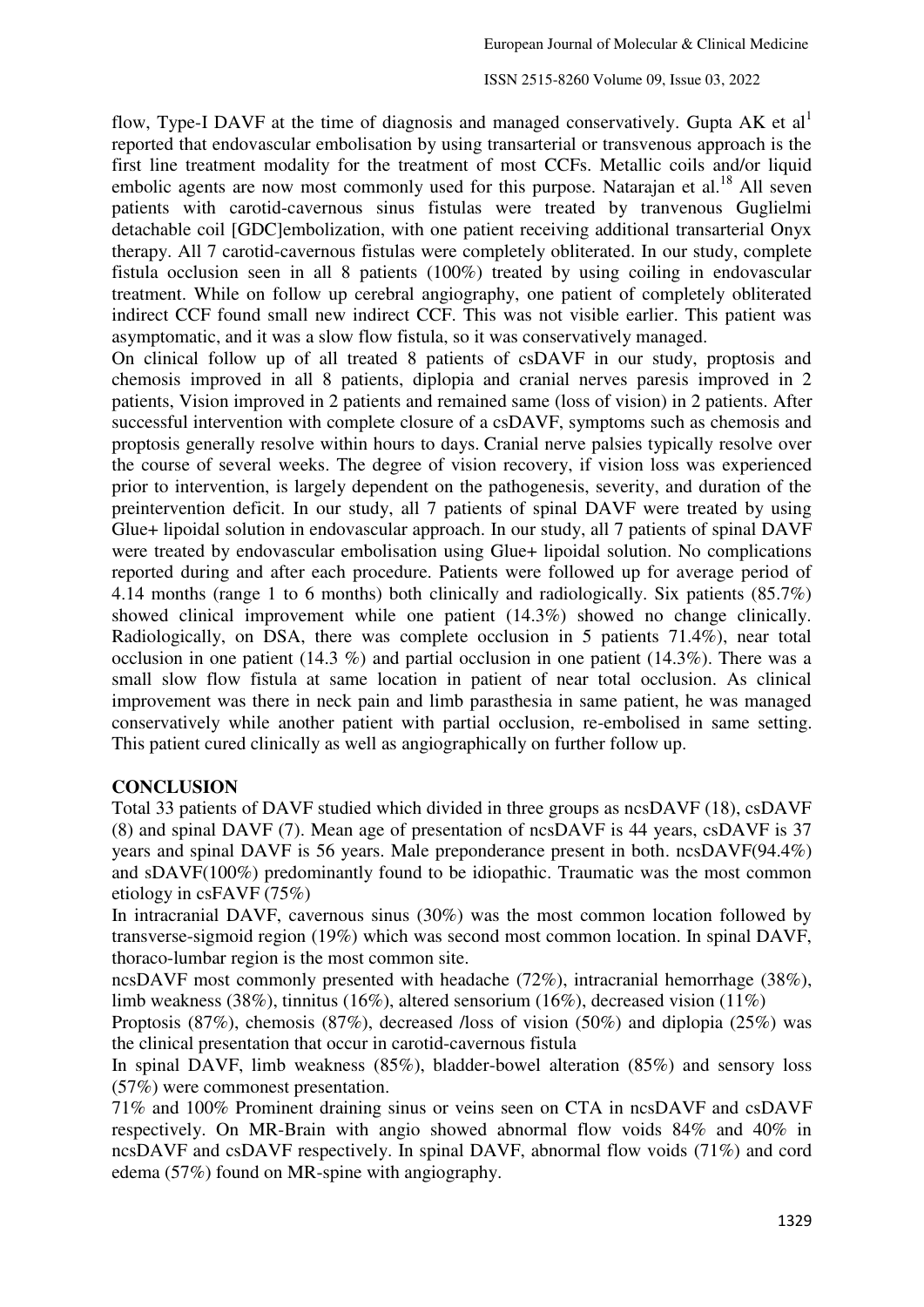flow, Type-I DAVF at the time of diagnosis and managed conservatively. Gupta AK et al[1] reported that endovascular embolisation by using transarterial or transvenous approach is the first line treatment modality for the treatment of most CCFs. Metallic coils and/or liquid embolic agents are now most commonly used for this purpose. Natarajan et al.[18] All seven patients with carotid-cavernous sinus fistulas were treated by tranvenous Guglielmi detachable coil [GDC]embolization, with one patient receiving additional transarterial Onyx therapy. All 7 carotid-cavernous fistulas were completely obliterated. In our study, complete fistula occlusion seen in all 8 patients (100%) treated by using coiling in endovascular treatment. While on follow up cerebral angiography, one patient of completely obliterated indirect CCF found small new indirect CCF. This was not visible earlier. This patient was asymptomatic, and it was a slow flow fistula, so it was conservatively managed.

On clinical follow up of all treated 8 patients of csDAVF in our study, proptosis and chemosis improved in all 8 patients, diplopia and cranial nerves paresis improved in 2 patients, Vision improved in 2 patients and remained same (loss of vision) in 2 patients. After successful intervention with complete closure of a csDAVF, symptoms such as chemosis and proptosis generally resolve within hours to days. Cranial nerve palsies typically resolve over the course of several weeks. The degree of vision recovery, if vision loss was experienced prior to intervention, is largely dependent on the pathogenesis, severity, and duration of the preintervention deficit. In our study, all 7 patients of spinal DAVF were treated by using Glue+ lipoidal solution in endovascular approach. In our study, all 7 patients of spinal DAVF were treated by endovascular embolisation using Glue+ lipoidal solution. No complications reported during and after each procedure. Patients were followed up for average period of 4.14 months (range 1 to 6 months) both clinically and radiologically. Six patients (85.7%) showed clinical improvement while one patient (14.3%) showed no change clinically. Radiologically, on DSA, there was complete occlusion in 5 patients 71.4%), near total occlusion in one patient (14.3 %) and partial occlusion in one patient (14.3%). There was a small slow flow fistula at same location in patient of near total occlusion. As clinical improvement was there in neck pain and limb parasthesia in same patient, he was managed conservatively while another patient with partial occlusion, re-embolised in same setting. This patient cured clinically as well as angiographically on further follow up.

## CONCLUSION

Total 33 patients of DAVF studied which divided in three groups as ncsDAVF (18), csDAVF (8) and spinal DAVF (7). Mean age of presentation of ncsDAVF is 44 years, csDAVF is 37 years and spinal DAVF is 56 years. Male preponderance present in both. ncsDAVF(94.4%) and sDAVF(100%) predominantly found to be idiopathic. Traumatic was the most common etiology in csFAVF (75%)

In intracranial DAVF, cavernous sinus (30%) was the most common location followed by transverse-sigmoid region (19%) which was second most common location. In spinal DAVF, thoraco-lumbar region is the most common site.

ncsDAVF most commonly presented with headache (72%), intracranial hemorrhage (38%), limb weakness (38%), tinnitus (16%), altered sensorium (16%), decreased vision (11%)

Proptosis (87%), chemosis (87%), decreased /loss of vision (50%) and diplopia (25%) was the clinical presentation that occur in carotid-cavernous fistula

In spinal DAVF, limb weakness (85%), bladder-bowel alteration (85%) and sensory loss (57%) were commonest presentation.

71% and 100% Prominent draining sinus or veins seen on CTA in ncsDAVF and csDAVF respectively. On MR-Brain with angio showed abnormal flow voids 84% and 40% in ncsDAVF and csDAVF respectively. In spinal DAVF, abnormal flow voids (71%) and cord edema (57%) found on MR-spine with angiography.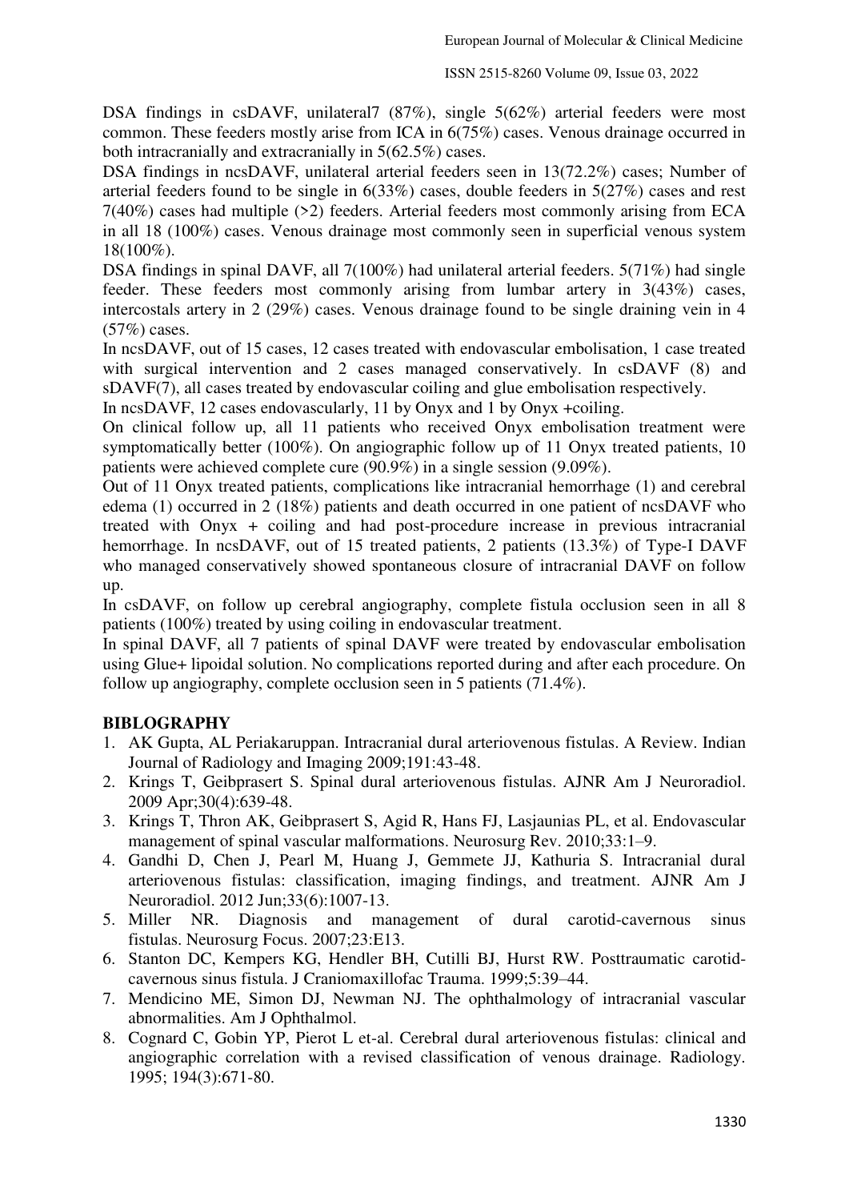DSA findings in csDAVF, unilateral7 (87%), single 5(62%) arterial feeders were most common. These feeders mostly arise from ICA in 6(75%) cases. Venous drainage occurred in both intracranially and extracranially in 5(62.5%) cases.

DSA findings in ncsDAVF, unilateral arterial feeders seen in 13(72.2%) cases; Number of arterial feeders found to be single in 6(33%) cases, double feeders in 5(27%) cases and rest 7(40%) cases had multiple (>2) feeders. Arterial feeders most commonly arising from ECA in all 18 (100%) cases. Venous drainage most commonly seen in superficial venous system 18(100%).

DSA findings in spinal DAVF, all 7(100%) had unilateral arterial feeders. 5(71%) had single feeder. These feeders most commonly arising from lumbar artery in 3(43%) cases, intercostals artery in 2 (29%) cases. Venous drainage found to be single draining vein in 4 (57%) cases.

In ncsDAVF, out of 15 cases, 12 cases treated with endovascular embolisation, 1 case treated with surgical intervention and 2 cases managed conservatively. In csDAVF (8) and sDAVF(7), all cases treated by endovascular coiling and glue embolisation respectively.

In ncsDAVF, 12 cases endovascularly, 11 by Onyx and 1 by Onyx +coiling.

On clinical follow up, all 11 patients who received Onyx embolisation treatment were symptomatically better (100%). On angiographic follow up of 11 Onyx treated patients, 10 patients were achieved complete cure (90.9%) in a single session (9.09%).

Out of 11 Onyx treated patients, complications like intracranial hemorrhage (1) and cerebral edema (1) occurred in 2 (18%) patients and death occurred in one patient of ncsDAVF who treated with Onyx + coiling and had post-procedure increase in previous intracranial hemorrhage. In ncsDAVF, out of 15 treated patients, 2 patients (13.3%) of Type-I DAVF who managed conservatively showed spontaneous closure of intracranial DAVF on follow up.

In csDAVF, on follow up cerebral angiography, complete fistula occlusion seen in all 8 patients (100%) treated by using coiling in endovascular treatment.

In spinal DAVF, all 7 patients of spinal DAVF were treated by endovascular embolisation using Glue+ lipoidal solution. No complications reported during and after each procedure. On follow up angiography, complete occlusion seen in 5 patients (71.4%).

## BIBLOGRAPHY

1. AK Gupta, AL Periakaruppan. Intracranial dural arteriovenous fistulas. A Review. Indian Journal of Radiology and Imaging 2009;191:43-48.
2. Krings T, Geibprasert S. Spinal dural arteriovenous fistulas. AJNR Am J Neuroradiol. 2009 Apr;30(4):639-48.
3. Krings T, Thron AK, Geibprasert S, Agid R, Hans FJ, Lasjaunias PL, et al. Endovascular management of spinal vascular malformations. Neurosurg Rev. 2010;33:1–9.
4. Gandhi D, Chen J, Pearl M, Huang J, Gemmete JJ, Kathuria S. Intracranial dural arteriovenous fistulas: classification, imaging findings, and treatment. AJNR Am J Neuroradiol. 2012 Jun;33(6):1007-13.
5. Miller NR. Diagnosis and management of dural carotid-cavernous sinus fistulas. Neurosurg Focus. 2007;23:E13.
6. Stanton DC, Kempers KG, Hendler BH, Cutilli BJ, Hurst RW. Posttraumatic carotid-cavernous sinus fistula. J Craniomaxillofac Trauma. 1999;5:39–44.
7. Mendicino ME, Simon DJ, Newman NJ. The ophthalmology of intracranial vascular abnormalities. Am J Ophthalmol.
8. Cognard C, Gobin YP, Pierot L et-al. Cerebral dural arteriovenous fistulas: clinical and angiographic correlation with a revised classification of venous drainage. Radiology. 1995; 194(3):671-80.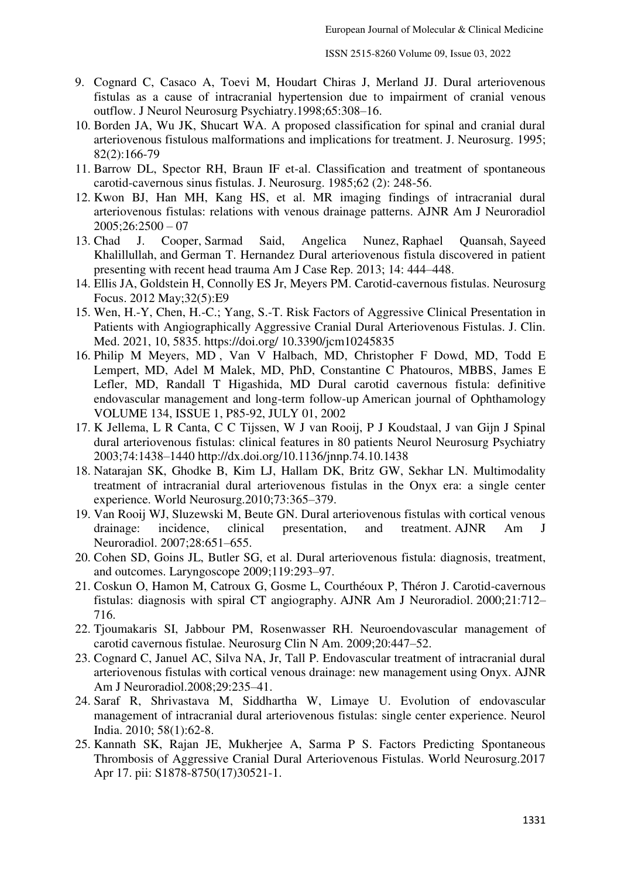9. Cognard C, Casaco A, Toevi M, Houdart Chiras J, Merland JJ. Dural arteriovenous fistulas as a cause of intracranial hypertension due to impairment of cranial venous outflow. J Neurol Neurosurg Psychiatry.1998;65:308–16.
10. Borden JA, Wu JK, Shucart WA. A proposed classification for spinal and cranial dural arteriovenous fistulous malformations and implications for treatment. J. Neurosurg. 1995; 82(2):166-79
11. Barrow DL, Spector RH, Braun IF et-al. Classification and treatment of spontaneous carotid-cavernous sinus fistulas. J. Neurosurg. 1985;62 (2): 248-56.
12. Kwon BJ, Han MH, Kang HS, et al. MR imaging findings of intracranial dural arteriovenous fistulas: relations with venous drainage patterns. AJNR Am J Neuroradiol 2005;26:2500 – 07
13. Chad J. Cooper, Sarmad Said, Angelica Nunez, Raphael Quansah, Sayeed Khalillullah, and German T. Hernandez Dural arteriovenous fistula discovered in patient presenting with recent head trauma Am J Case Rep. 2013; 14: 444–448.
14. Ellis JA, Goldstein H, Connolly ES Jr, Meyers PM. Carotid-cavernous fistulas. Neurosurg Focus. 2012 May;32(5):E9
15. Wen, H.-Y, Chen, H.-C.; Yang, S.-T. Risk Factors of Aggressive Clinical Presentation in Patients with Angiographically Aggressive Cranial Dural Arteriovenous Fistulas. J. Clin. Med. 2021, 10, 5835. https://doi.org/ 10.3390/jcm10245835
16. Philip M Meyers, MD , Van V Halbach, MD, Christopher F Dowd, MD, Todd E Lempert, MD, Adel M Malek, MD, PhD, Constantine C Phatouros, MBBS, James E Lefler, MD, Randall T Higashida, MD Dural carotid cavernous fistula: definitive endovascular management and long-term follow-up American journal of Ophthamology VOLUME 134, ISSUE 1, P85-92, JULY 01, 2002
17. K Jellema, L R Canta, C C Tijssen, W J van Rooij, P J Koudstaal, J van Gijn J Spinal dural arteriovenous fistulas: clinical features in 80 patients Neurol Neurosurg Psychiatry 2003;74:1438–1440 http://dx.doi.org/10.1136/jnnp.74.10.1438
18. Natarajan SK, Ghodke B, Kim LJ, Hallam DK, Britz GW, Sekhar LN. Multimodality treatment of intracranial dural arteriovenous fistulas in the Onyx era: a single center experience. World Neurosurg.2010;73:365–379.
19. Van Rooij WJ, Sluzewski M, Beute GN. Dural arteriovenous fistulas with cortical venous drainage: incidence, clinical presentation, and treatment. AJNR Am J Neuroradiol. 2007;28:651–655.
20. Cohen SD, Goins JL, Butler SG, et al. Dural arteriovenous fistula: diagnosis, treatment, and outcomes. Laryngoscope 2009;119:293–97.
21. Coskun O, Hamon M, Catroux G, Gosme L, Courthéoux P, Théron J. Carotid-cavernous fistulas: diagnosis with spiral CT angiography. AJNR Am J Neuroradiol. 2000;21:712–716.
22. Tjoumakaris SI, Jabbour PM, Rosenwasser RH. Neuroendovascular management of carotid cavernous fistulae. Neurosurg Clin N Am. 2009;20:447–52.
23. Cognard C, Januel AC, Silva NA, Jr, Tall P. Endovascular treatment of intracranial dural arteriovenous fistulas with cortical venous drainage: new management using Onyx. AJNR Am J Neuroradiol.2008;29:235–41.
24. Saraf R, Shrivastava M, Siddhartha W, Limaye U. Evolution of endovascular management of intracranial dural arteriovenous fistulas: single center experience. Neurol India. 2010; 58(1):62-8.
25. Kannath SK, Rajan JE, Mukherjee A, Sarma P S. Factors Predicting Spontaneous Thrombosis of Aggressive Cranial Dural Arteriovenous Fistulas. World Neurosurg.2017 Apr 17. pii: S1878-8750(17)30521-1.